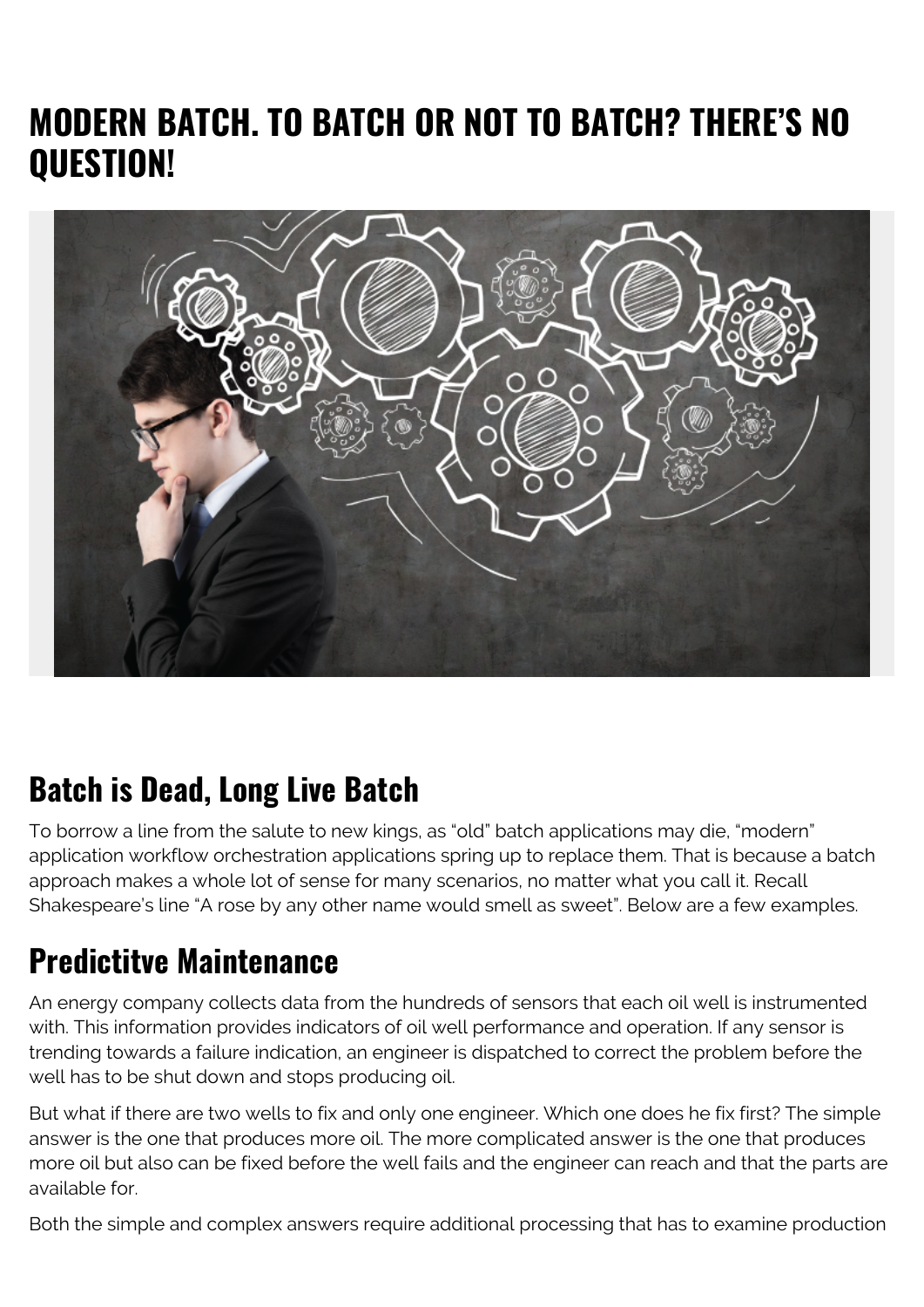# MODERN BATCH. TO BATCH OR NOT TO BATCH? THERE'S NO QUESTION!

## Batch is Dead, Long Live Batch

To borrow a line from the salute to new kings, as "old" batch applications may die, "modern" application workflow orchestration applications spring up to replace them. That is because a batch approach makes a whole lot of sense for many scenarios, no matter what you call it. Recall Shakespeare's line "A rose by any other name would smell as sweet". Below are a few examples.

## Predictitve Maintenance

An energy company collects data from the hundreds of sensors that each oil well is instrumented with. This information provides indicators of oil well performance and operation. If any sensor is trending towards a failure indication, an engineer is dispatched to correct the problem before the well has to be shut down and stops producing oil.

But what if there are two wells to fix and only one engineer. Which one does he fix first? The simple answer is the one that produces more oil. The more complicated answer is the one that produces more oil but also can be fixed before the well fails and the engineer can reach and that the parts are available for.

Both the simple and complex answers require additional processing that has to examine production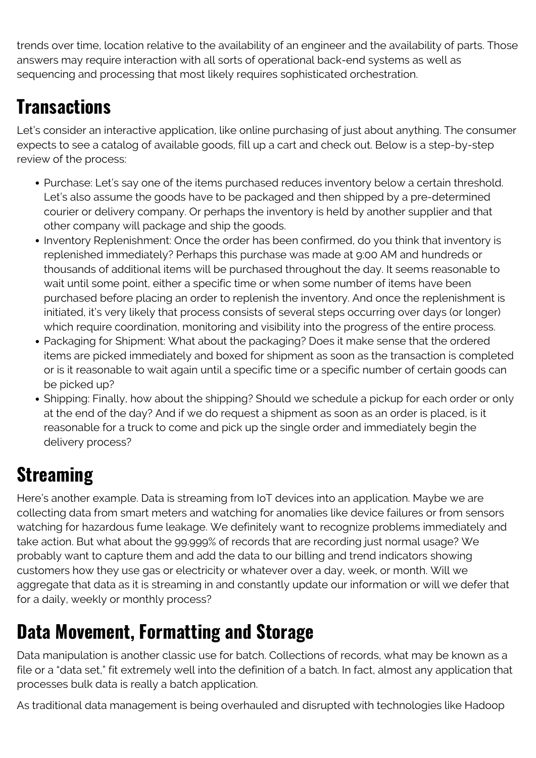trends over time, location relative to the availability of an engineer and the availability of parts. Those answers may require interaction with all sorts of operational back-end systems as well as sequencing and processing that most likely requires sophisticated orchestration.

## Transactions

Let's consider an interactive application, like online purchasing of just about anything. The consumer expects to see a catalog of available goods, fill up a cart and check out. Below is a step-by-step review of the process:

- Purchase: Let's say one of the items purchased reduces inventory below a certain threshold. Let's also assume the goods have to be packaged and then shipped by a pre-determined courier or delivery company. Or perhaps the inventory is held by another supplier and that other company will package and ship the goods.
- Inventory Replenishment: Once the order has been confirmed, do you think that inventory is replenished immediately? Perhaps this purchase was made at 9:00 AM and hundreds or thousands of additional items will be purchased throughout the day. It seems reasonable to wait until some point, either a specific time or when some number of items have been purchased before placing an order to replenish the inventory. And once the replenishment is initiated, it's very likely that process consists of several steps occurring over days (or longer) which require coordination, monitoring and visibility into the progress of the entire process.
- Packaging for Shipment: What about the packaging? Does it make sense that the ordered items are picked immediately and boxed for shipment as soon as the transaction is completed or is it reasonable to wait again until a specific time or a specific number of certain goods can be picked up?
- Shipping: Finally, how about the shipping? Should we schedule a pickup for each order or only at the end of the day? And if we do request a shipment as soon as an order is placed, is it reasonable for a truck to come and pick up the single order and immediately begin the delivery process?

## Streaming

Here's another example. Data is streaming from IoT devices into an application. Maybe we are collecting data from smart meters and watching for anomalies like device failures or from sensors watching for hazardous fume leakage. We definitely want to recognize problems immediately and take action. But what about the 99.999% of records that are recording just normal usage? We probably want to capture them and add the data to our billing and trend indicators showing customers how they use gas or electricity or whatever over a day, week, or month. Will we aggregate that data as it is streaming in and constantly update our information or will we defer that for a daily, weekly or monthly process?

## Data Movement, Formatting and Storage

Data manipulation is another classic use for batch. Collections of records, what may be known as a file or a "data set," fit extremely well into the definition of a batch. In fact, almost any application that processes bulk data is really a batch application.

As traditional data management is being overhauled and disrupted with technologies like Hadoop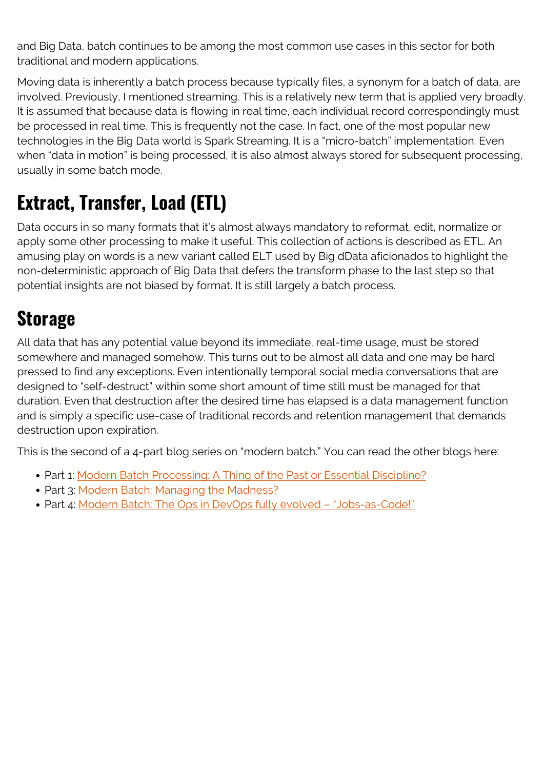and Big Data, batch continues to be among the most common use cases in this sector for both traditional and modern applications.

Moving data is inherently a batch process because typically files, a synonym for a batch of data, are involved. Previously, I mentioned streaming. This is a relatively new term that is applied very broadly. It is assumed that because data is flowing in real time, each individual record correspondingly must be processed in real time. This is frequently not the case. In fact, one of the most popular new technologies in the Big Data world is Spark Streaming. It is a "micro-batch" implementation. Even when "data in motion" is being processed, it is also almost always stored for subsequent processing, usually in some batch mode.

## Extract, Transfer, Load (ETL)

Data occurs in so many formats that it's almost always mandatory to reformat, edit, normalize or apply some other processing to make it useful. This collection of actions is described as ETL. An amusing play on words is a new variant called ELT used by Big dData aficionados to highlight the non-deterministic approach of Big Data that defers the transform phase to the last step so that potential insights are not biased by format. It is still largely a batch process.

## Storage

All data that has any potential value beyond its immediate, real-time usage, must be stored somewhere and managed somehow. This turns out to be almost all data and one may be hard pressed to find any exceptions. Even intentionally temporal social media conversations that are designed to "self-destruct" within some short amount of time still must be managed for that duration. Even that destruction after the desired time has elapsed is a data management function and is simply a specific use-case of traditional records and retention management that demands destruction upon expiration.

This is the second of a 4-part blog series on "modern batch." You can read the other blogs here:

- Part 1: Modern Batch Processing: A Thing of the Past or Essential Discipline?
- Part 3: Modern Batch: Managing the Madness?
- Part 4: Modern Batch: The Ops in DevOps fully evolved – "Jobs-as-Code!"